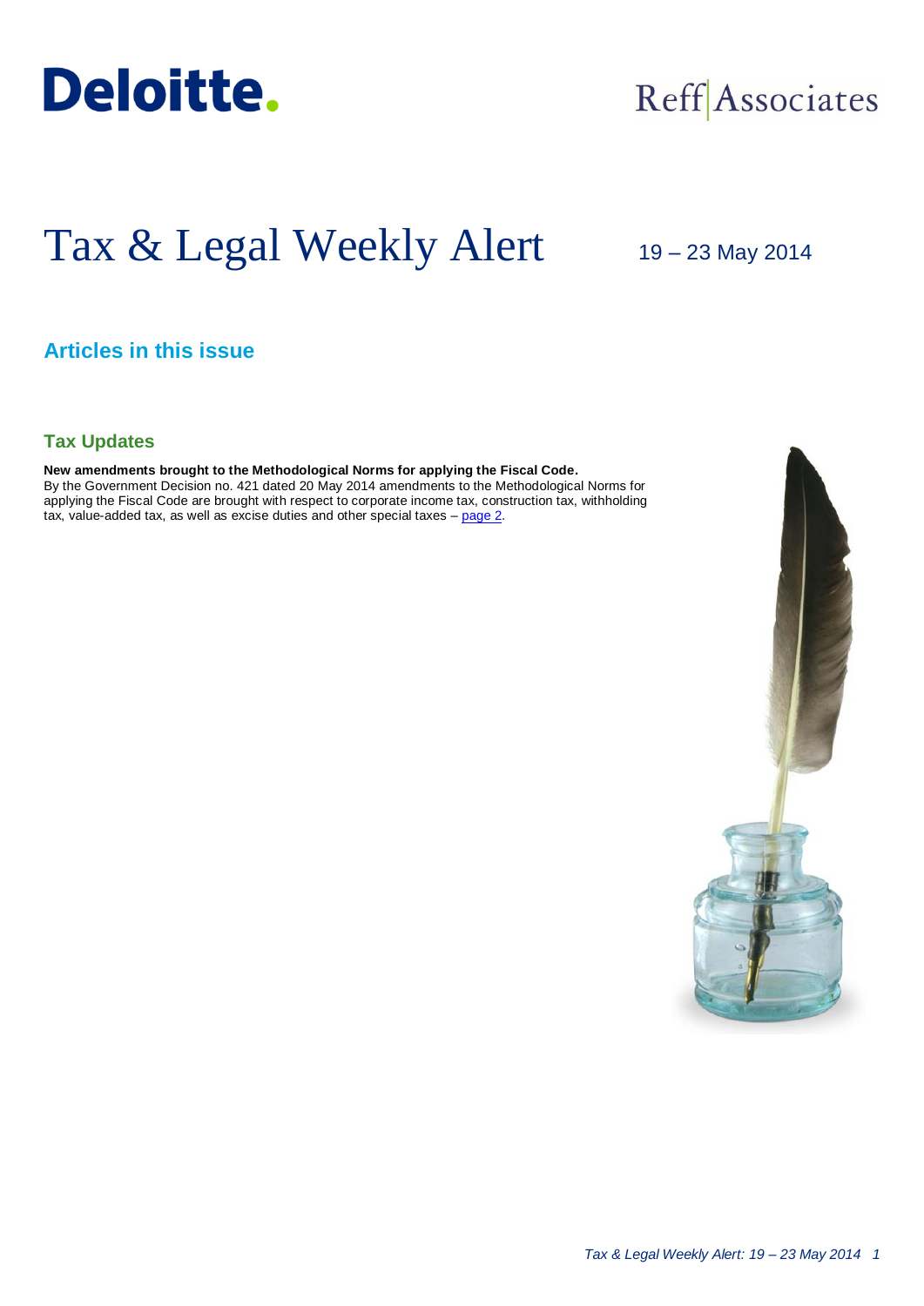Deloitte.

Reff Associates

# Tax & Legal Weekly Alert

19 – 23 May 2014

## Articles in this issue

### Tax Updates

**New amendments brought to the Methodological Norms for applying the Fiscal Code.**
By the Government Decision no. 421 dated 20 May 2014 amendments to the Methodological Norms for applying the Fiscal Code are brought with respect to corporate income tax, construction tax, withholding tax, value-added tax, as well as excise duties and other special taxes – page 2.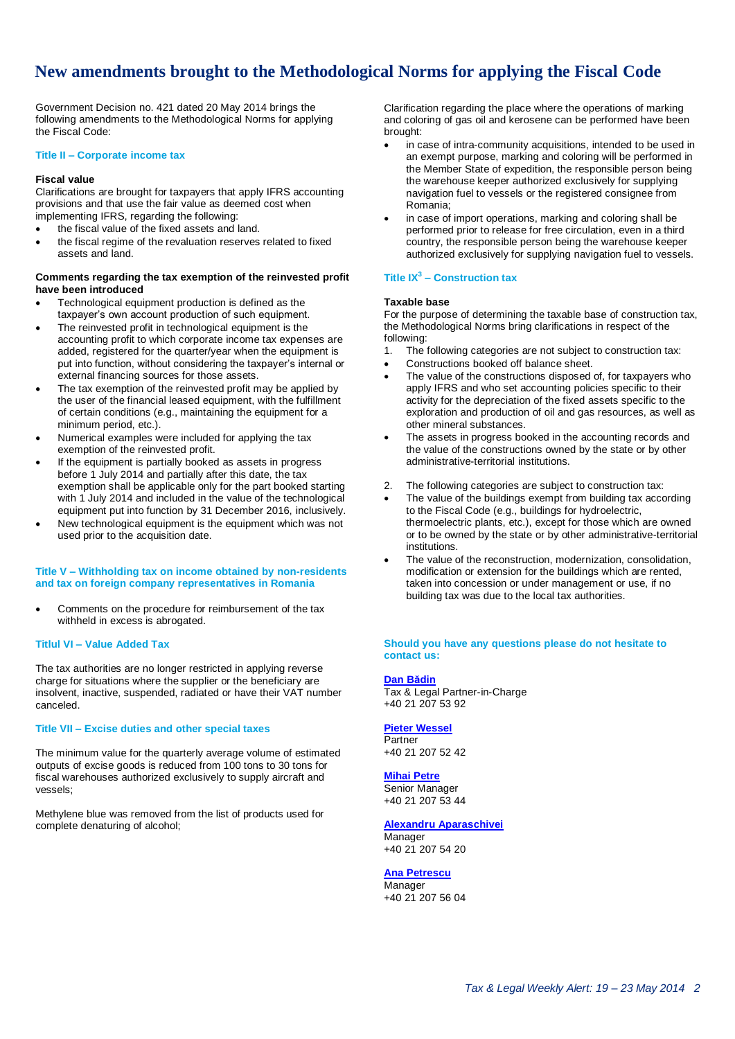# New amendments brought to the Methodological Norms for applying the Fiscal Code

Government Decision no. 421 dated 20 May 2014 brings the following amendments to the Methodological Norms for applying the Fiscal Code:

### Title II – Corporate income tax

**Fiscal value**

Clarifications are brought for taxpayers that apply IFRS accounting provisions and that use the fair value as deemed cost when implementing IFRS, regarding the following:

- the fiscal value of the fixed assets and land.
- the fiscal regime of the revaluation reserves related to fixed assets and land.

**Comments regarding the tax exemption of the reinvested profit have been introduced**

- Technological equipment production is defined as the taxpayer's own account production of such equipment.
- The reinvested profit in technological equipment is the accounting profit to which corporate income tax expenses are added, registered for the quarter/year when the equipment is put into function, without considering the taxpayer's internal or external financing sources for those assets.
- The tax exemption of the reinvested profit may be applied by the user of the financial leased equipment, with the fulfillment of certain conditions (e.g., maintaining the equipment for a minimum period, etc.).
- Numerical examples were included for applying the tax exemption of the reinvested profit.
- If the equipment is partially booked as assets in progress before 1 July 2014 and partially after this date, the tax exemption shall be applicable only for the part booked starting with 1 July 2014 and included in the value of the technological equipment put into function by 31 December 2016, inclusively.
- New technological equipment is the equipment which was not used prior to the acquisition date.

### Title V – Withholding tax on income obtained by non-residents and tax on foreign company representatives in Romania

- Comments on the procedure for reimbursement of the tax withheld in excess is abrogated.

### Titlul VI – Value Added Tax

The tax authorities are no longer restricted in applying reverse charge for situations where the supplier or the beneficiary are insolvent, inactive, suspended, radiated or have their VAT number canceled.

### Title VII – Excise duties and other special taxes

The minimum value for the quarterly average volume of estimated outputs of excise goods is reduced from 100 tons to 30 tons for fiscal warehouses authorized exclusively to supply aircraft and vessels;

Methylene blue was removed from the list of products used for complete denaturing of alcohol;

Clarification regarding the place where the operations of marking and coloring of gas oil and kerosene can be performed have been brought:

- in case of intra-community acquisitions, intended to be used in an exempt purpose, marking and coloring will be performed in the Member State of expedition, the responsible person being the warehouse keeper authorized exclusively for supplying navigation fuel to vessels or the registered consignee from Romania;
- in case of import operations, marking and coloring shall be performed prior to release for free circulation, even in a third country, the responsible person being the warehouse keeper authorized exclusively for supplying navigation fuel to vessels.

### Title IX[3] – Construction tax

**Taxable base**

For the purpose of determining the taxable base of construction tax, the Methodological Norms bring clarifications in respect of the following:

1. The following categories are not subject to construction tax:
   - Constructions booked off balance sheet.
   - The value of the constructions disposed of, for taxpayers who apply IFRS and who set accounting policies specific to their activity for the depreciation of the fixed assets specific to the exploration and production of oil and gas resources, as well as other mineral substances.
   - The assets in progress booked in the accounting records and the value of the constructions owned by the state or by other administrative-territorial institutions.

2. The following categories are subject to construction tax:
   - The value of the buildings exempt from building tax according to the Fiscal Code (e.g., buildings for hydroelectric, thermoelectric plants, etc.), except for those which are owned or to be owned by the state or by other administrative-territorial institutions.
   - The value of the reconstruction, modernization, consolidation, modification or extension for the buildings which are rented, taken into concession or under management or use, if no building tax was due to the local tax authorities.

**Should you have any questions please do not hesitate to contact us:**

**Dan Bădin**
Tax & Legal Partner-in-Charge
+40 21 207 53 92

**Pieter Wessel**
Partner
+40 21 207 52 42

**Mihai Petre**
Senior Manager
+40 21 207 53 44

**Alexandru Aparaschivei**
Manager
+40 21 207 54 20

**Ana Petrescu**
Manager
+40 21 207 56 04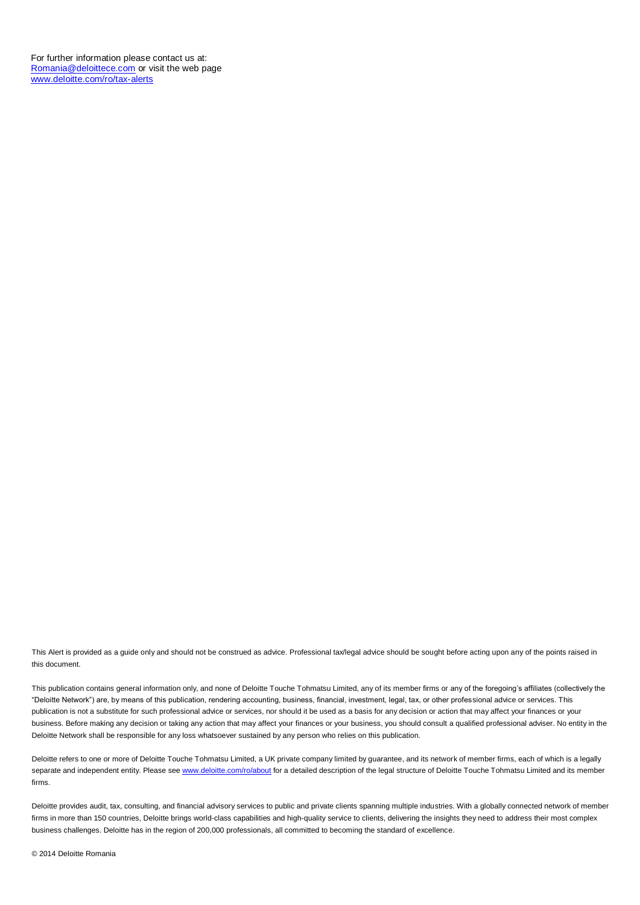For further information please contact us at:
[Romania@deloittece.com](mailto:Romania@deloittece.com) or visit the web page
[www.deloitte.com/ro/tax-alerts](http://www.deloitte.com/ro/tax-alerts)

This Alert is provided as a guide only and should not be construed as advice. Professional tax/legal advice should be sought before acting upon any of the points raised in this document.

This publication contains general information only, and none of Deloitte Touche Tohmatsu Limited, any of its member firms or any of the foregoing's affiliates (collectively the "Deloitte Network") are, by means of this publication, rendering accounting, business, financial, investment, legal, tax, or other professional advice or services. This publication is not a substitute for such professional advice or services, nor should it be used as a basis for any decision or action that may affect your finances or your business. Before making any decision or taking any action that may affect your finances or your business, you should consult a qualified professional adviser. No entity in the Deloitte Network shall be responsible for any loss whatsoever sustained by any person who relies on this publication.

Deloitte refers to one or more of Deloitte Touche Tohmatsu Limited, a UK private company limited by guarantee, and its network of member firms, each of which is a legally separate and independent entity. Please see [www.deloitte.com/ro/about](http://www.deloitte.com/ro/about) for a detailed description of the legal structure of Deloitte Touche Tohmatsu Limited and its member firms.

Deloitte provides audit, tax, consulting, and financial advisory services to public and private clients spanning multiple industries. With a globally connected network of member firms in more than 150 countries, Deloitte brings world-class capabilities and high-quality service to clients, delivering the insights they need to address their most complex business challenges. Deloitte has in the region of 200,000 professionals, all committed to becoming the standard of excellence.

© 2014 Deloitte Romania